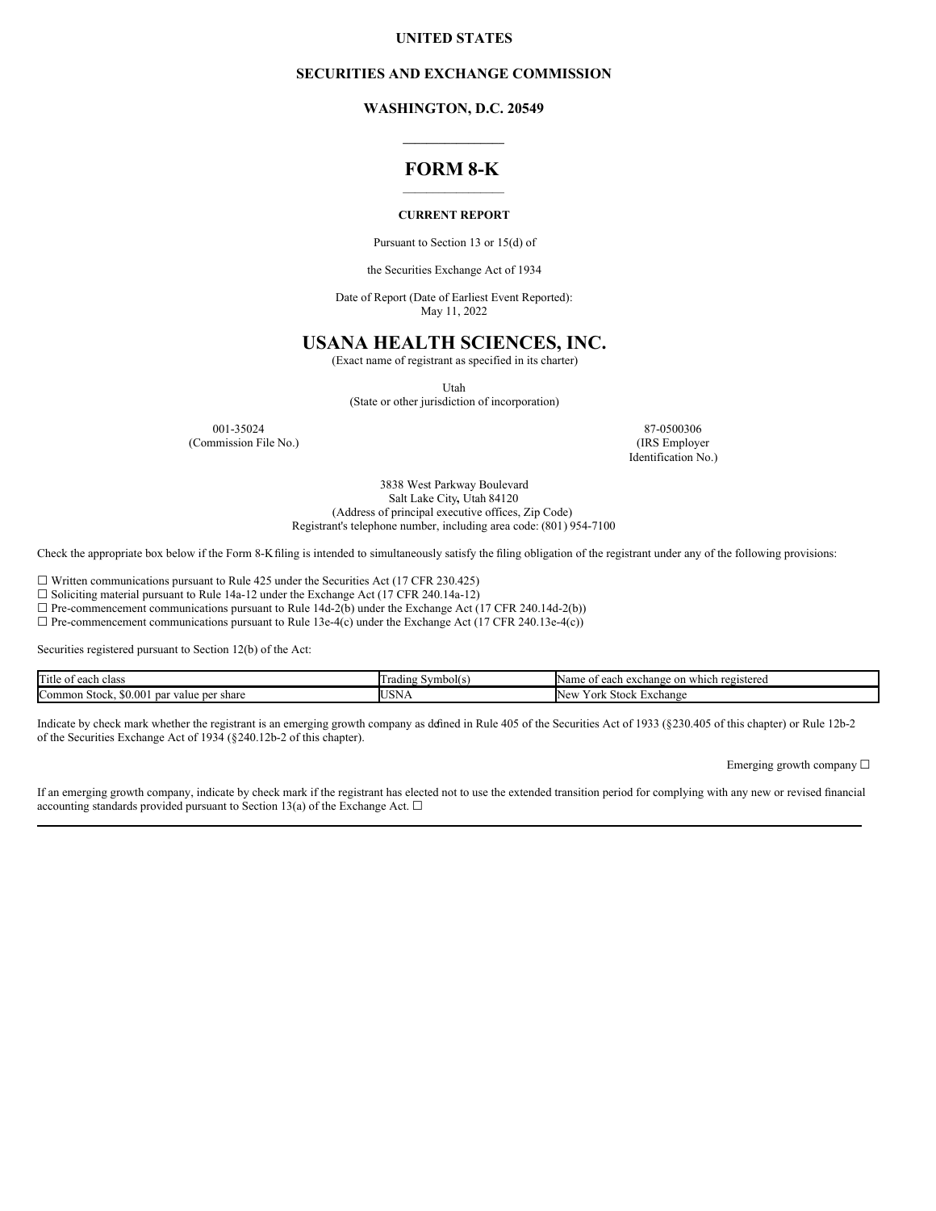**UNITED STATES**

**SECURITIES AND EXCHANGE COMMISSION**

**WASHINGTON, D.C. 20549**

---

# FORM 8-K

---

**CURRENT REPORT**

Pursuant to Section 13 or 15(d) of

the Securities Exchange Act of 1934

Date of Report (Date of Earliest Event Reported):
May 11, 2022

# USANA HEALTH SCIENCES, INC.

(Exact name of registrant as specified in its charter)

Utah
(State or other jurisdiction of incorporation)

001-35024
(Commission File No.)

87-0500306
(IRS Employer
Identification No.)

3838 West Parkway Boulevard
Salt Lake City, Utah 84120
(Address of principal executive offices, Zip Code)
Registrant's telephone number, including area code: (801) 954-7100

Check the appropriate box below if the Form 8-K filing is intended to simultaneously satisfy the filing obligation of the registrant under any of the following provisions:

☐ Written communications pursuant to Rule 425 under the Securities Act (17 CFR 230.425)
☐ Soliciting material pursuant to Rule 14a-12 under the Exchange Act (17 CFR 240.14a-12)
☐ Pre-commencement communications pursuant to Rule 14d-2(b) under the Exchange Act (17 CFR 240.14d-2(b))
☐ Pre-commencement communications pursuant to Rule 13e-4(c) under the Exchange Act (17 CFR 240.13e-4(c))

Securities registered pursuant to Section 12(b) of the Act:

| Title of each class | Trading Symbol(s) | Name of each exchange on which registered |
|---|---|---|
| Common Stock, $0.001 par value per share | USNA | New York Stock Exchange |

Indicate by check mark whether the registrant is an emerging growth company as defined in Rule 405 of the Securities Act of 1933 (§230.405 of this chapter) or Rule 12b-2 of the Securities Exchange Act of 1934 (§240.12b-2 of this chapter).

Emerging growth company ☐

If an emerging growth company, indicate by check mark if the registrant has elected not to use the extended transition period for complying with any new or revised financial accounting standards provided pursuant to Section 13(a) of the Exchange Act. ☐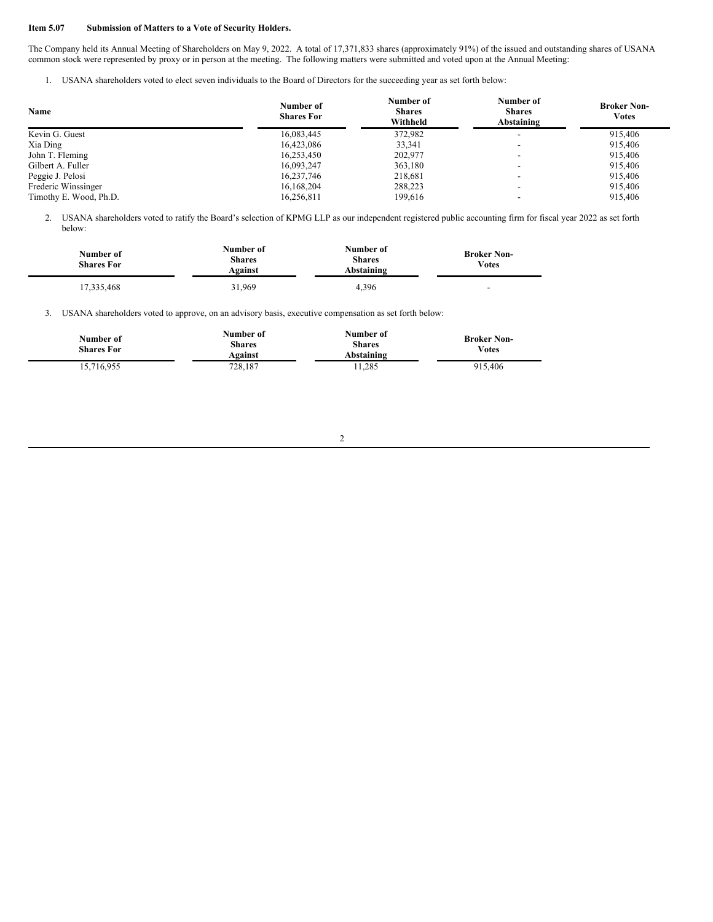**Item 5.07 Submission of Matters to a Vote of Security Holders.**

The Company held its Annual Meeting of Shareholders on May 9, 2022. A total of 17,371,833 shares (approximately 91%) of the issued and outstanding shares of USANA common stock were represented by proxy or in person at the meeting. The following matters were submitted and voted upon at the Annual Meeting:

1. USANA shareholders voted to elect seven individuals to the Board of Directors for the succeeding year as set forth below:

| Name | Number of Shares For | Number of Shares Withheld | Number of Shares Abstaining | Broker Non-Votes |
|---|---|---|---|---|
| Kevin G. Guest | 16,083,445 | 372,982 | - | 915,406 |
| Xia Ding | 16,423,086 | 33,341 | - | 915,406 |
| John T. Fleming | 16,253,450 | 202,977 | - | 915,406 |
| Gilbert A. Fuller | 16,093,247 | 363,180 | - | 915,406 |
| Peggie J. Pelosi | 16,237,746 | 218,681 | - | 915,406 |
| Frederic Winssinger | 16,168,204 | 288,223 | - | 915,406 |
| Timothy E. Wood, Ph.D. | 16,256,811 | 199,616 | - | 915,406 |

2. USANA shareholders voted to ratify the Board's selection of KPMG LLP as our independent registered public accounting firm for fiscal year 2022 as set forth below:

| Number of Shares For | Number of Shares Against | Number of Shares Abstaining | Broker Non-Votes |
|---|---|---|---|
| 17,335,468 | 31,969 | 4,396 | - |

3. USANA shareholders voted to approve, on an advisory basis, executive compensation as set forth below:

| Number of Shares For | Number of Shares Against | Number of Shares Abstaining | Broker Non-Votes |
|---|---|---|---|
| 15,716,955 | 728,187 | 11,285 | 915,406 |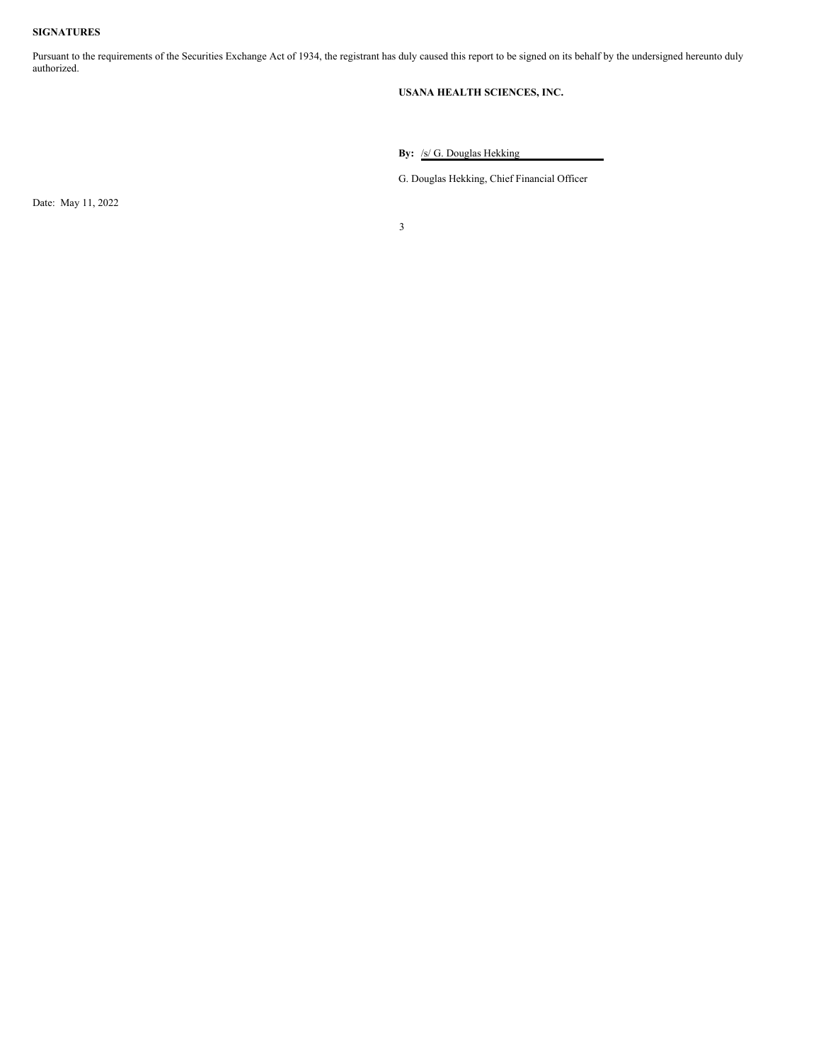**SIGNATURES**

Pursuant to the requirements of the Securities Exchange Act of 1934, the registrant has duly caused this report to be signed on its behalf by the undersigned hereunto duly authorized.

**USANA HEALTH SCIENCES, INC.**

**By:** /s/ G. Douglas Hekking

G. Douglas Hekking, Chief Financial Officer

Date: May 11, 2022